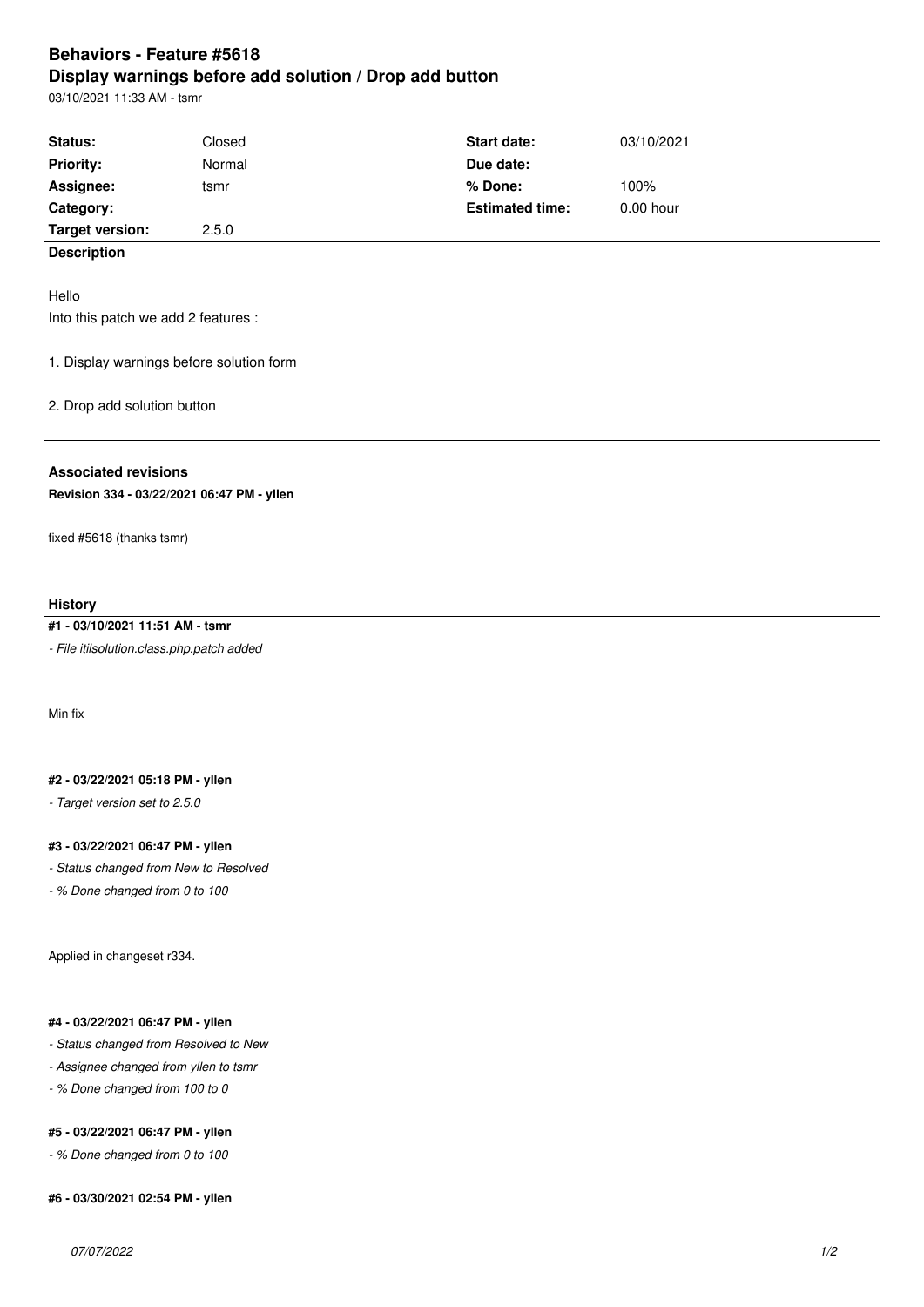# Behaviors - Feature #5618

## Display warnings before add solution / Drop add button

03/10/2021 11:33 AM - tsmr

| Status: | Closed | Start date: | 03/10/2021 |
|---|---|---|---|
| Priority: | Normal | Due date: | |
| Assignee: | tsmr | % Done: | 100% |
| Category: | | Estimated time: | 0.00 hour |
| Target version: | 2.5.0 | | |

**Description**

Hello

Into this patch we add 2 features :

1. Display warnings before solution form

2. Drop add solution button

### Associated revisions

**Revision 334 - 03/22/2021 06:47 PM - yllen**

fixed #5618 (thanks tsmr)

### History

**#1 - 03/10/2021 11:51 AM - tsmr**

*- File itilsolution.class.php.patch added*

Min fix

**#2 - 03/22/2021 05:18 PM - yllen**

*- Target version set to 2.5.0*

**#3 - 03/22/2021 06:47 PM - yllen**

*- Status changed from New to Resolved*

*- % Done changed from 0 to 100*

Applied in changeset r334.

**#4 - 03/22/2021 06:47 PM - yllen**

*- Status changed from Resolved to New*

*- Assignee changed from yllen to tsmr*

*- % Done changed from 100 to 0*

**#5 - 03/22/2021 06:47 PM - yllen**

*- % Done changed from 0 to 100*

**#6 - 03/30/2021 02:54 PM - yllen**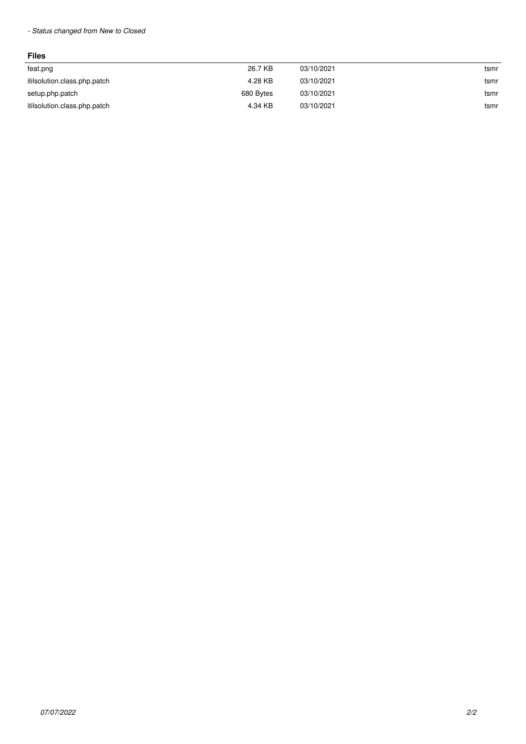*- Status changed from New to Closed*

## Files

| | | | |
|---|---|---|---|
| feat.png | 26.7 KB | 03/10/2021 | tsmr |
| itilsolution.class.php.patch | 4.28 KB | 03/10/2021 | tsmr |
| setup.php.patch | 680 Bytes | 03/10/2021 | tsmr |
| itilsolution.class.php.patch | 4.34 KB | 03/10/2021 | tsmr |